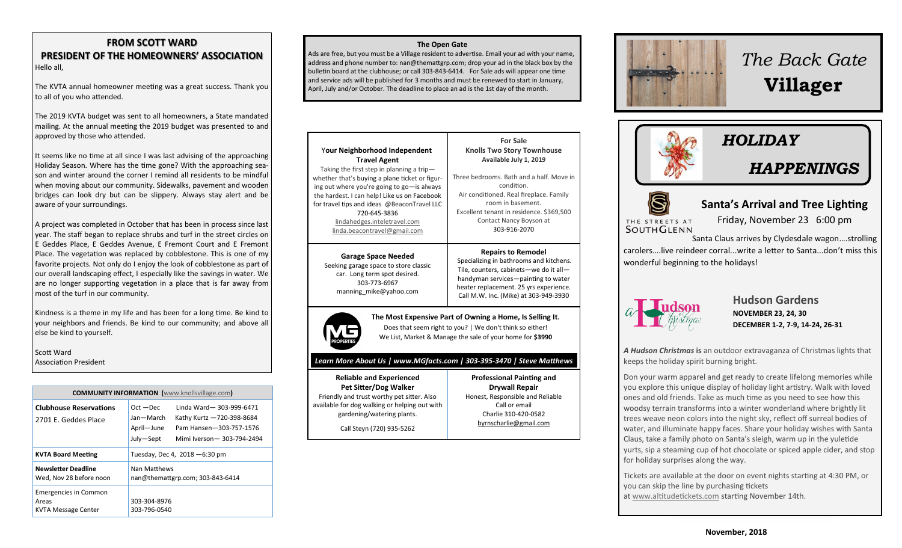## FROM SCOTT WARD
## PRESIDENT OF THE HOMEOWNERS' ASSOCIATION

Hello all,

The KVTA annual homeowner meeting was a great success. Thank you to all of you who attended.

The 2019 KVTA budget was sent to all homeowners, a State mandated mailing. At the annual meeting the 2019 budget was presented to and approved by those who attended.

It seems like no time at all since I was last advising of the approaching Holiday Season. Where has the time gone? With the approaching season and winter around the corner I remind all residents to be mindful when moving about our community. Sidewalks, pavement and wooden bridges can look dry but can be slippery. Always stay alert and be aware of your surroundings.

A project was completed in October that has been in process since last year. The staff began to replace shrubs and turf in the street circles on E Geddes Place, E Geddes Avenue, E Fremont Court and E Fremont Place. The vegetation was replaced by cobblestone. This is one of my favorite projects. Not only do I enjoy the look of cobblestone as part of our overall landscaping effect, I especially like the savings in water. We are no longer supporting vegetation in a place that is far away from most of the turf in our community.

Kindness is a theme in my life and has been for a long time. Be kind to your neighbors and friends. Be kind to our community; and above all else be kind to yourself.

Scott Ward
Association President

| **COMMUNITY INFORMATION** (www.knollsvillage.com) | | |
|---|---|---|
| **Clubhouse Reservations** 2701 E. Geddes Place | Oct —Dec | Linda Ward— 303-999-6471 |
| | Jan—March | Kathy Kurtz —720-398-8684 |
| | April—June | Pam Hansen—303-757-1576 |
| | July—Sept | Mimi Iverson— 303-794-2494 |
| **KVTA Board Meeting** | Tuesday, Dec 4, 2018 —6:30 pm | |
| **Newsletter Deadline** Wed, Nov 28 before noon | Nan Matthews nan@themattgrp.com; 303-843-6414 | |
| Emergencies in Common Areas | 303-304-8976 | |
| KVTA Message Center | 303-796-0540 | |

### The Open Gate

Ads are free, but you must be a Village resident to advertise. Email your ad with your name, address and phone number to: nan@themattgrp.com; drop your ad in the black box by the bulletin board at the clubhouse; or call 303-843-6414. For Sale ads will appear one time and service ads will be published for 3 months and must be renewed to start in January, April, July and/or October. The deadline to place an ad is the 1st day of the month.

**Your Neighborhood Independent Travel Agent**
Taking the first step in planning a trip—whether that's buying a plane ticket or figuring out where you're going to go—is always the hardest. I can help! Like us on Facebook for travel tips and ideas @BeaconTravel LLC
720-645-3836
lindahedges.inteletravel.com
linda.beacontravel@gmail.com

**For Sale**
**Knolls Two Story Townhouse**
**Available July 1, 2019**
Three bedrooms. Bath and a half. Move in condition.
Air conditioned. Real fireplace. Family room in basement.
Excellent tenant in residence. $369,500
Contact Nancy Boyson at
303-916-2070

**Garage Space Needed**
Seeking garage space to store classic car. Long term spot desired.
303-773-6967
manning_mike@yahoo.com

**Repairs to Remodel**
Specializing in bathrooms and kitchens. Tile, counters, cabinets—we do it all—handyman services—painting to water heater replacement. 25 yrs experience. Call M.W. Inc. (Mike) at 303-949-3930

**The Most Expensive Part of Owning a Home, Is Selling It.**
Does that seem right to you? | We don't think so either!
We List, Market & Manage the sale of your home for **$3990**

*Learn More About Us | www.MGfacts.com | 303-395-3470 | Steve Matthews*

**Reliable and Experienced Pet Sitter/Dog Walker**
Friendly and trust worthy pet sitter. Also available for dog walking or helping out with gardening/watering plants.
Call Steyn (720) 935-5262

**Professional Painting and Drywall Repair**
Honest, Responsible and Reliable
Call or email
Charlie 310-420-0582
byrnscharlie@gmail.com

# *The Back Gate* **Villager**

## *HOLIDAY HAPPENINGS*

THE STREETS AT SOUTHGLENN

### Santa's Arrival and Tree Lighting

Friday, November 23 6:00 pm

Santa Claus arrives by Clydesdale wagon….strolling carolers….live reindeer corral...write a letter to Santa...don't miss this wonderful beginning to the holidays!

### Hudson Gardens

**NOVEMBER 23, 24, 30**
**DECEMBER 1-2, 7-9, 14-24, 26-31**

***A Hudson Christmas* is** an outdoor extravaganza of Christmas lights that keeps the holiday spirit burning bright.

Don your warm apparel and get ready to create lifelong memories while you explore this unique display of holiday light artistry. Walk with loved ones and old friends. Take as much time as you need to see how this woodsy terrain transforms into a winter wonderland where brightly lit trees weave neon colors into the night sky, reflect off surreal bodies of water, and illuminate happy faces. Share your holiday wishes with Santa Claus, take a family photo on Santa's sleigh, warm up in the yuletide yurts, sip a steaming cup of hot chocolate or spiced apple cider, and stop for holiday surprises along the way.

Tickets are available at the door on event nights starting at 4:30 PM, or you can skip the line by purchasing tickets at www.altitudetickets.com starting November 14th.

**November, 2018**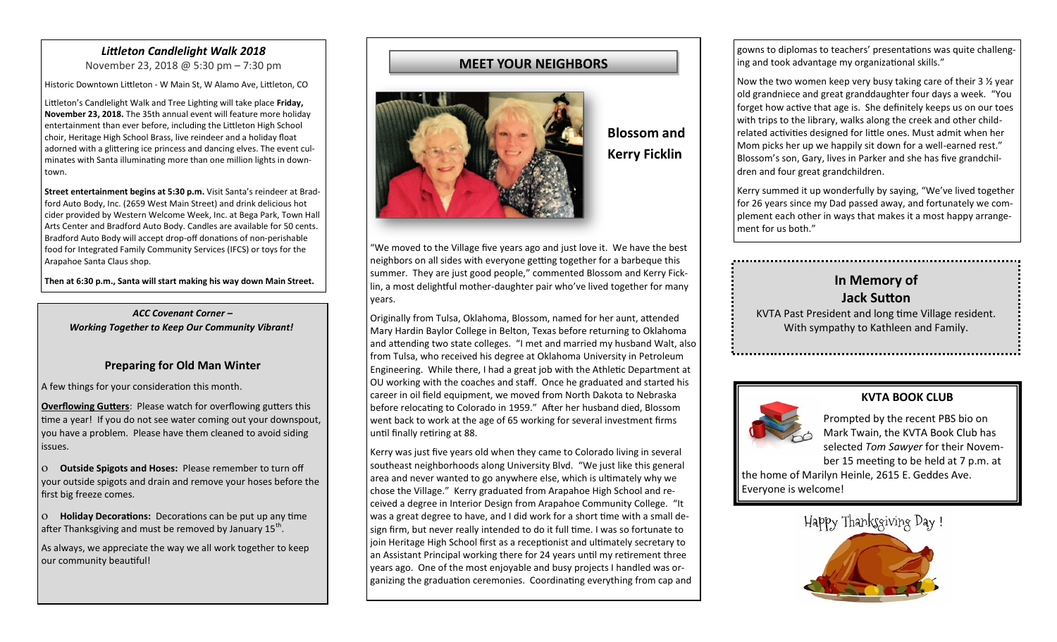### *Littleton Candlelight Walk 2018*

November 23, 2018 @ 5:30 pm – 7:30 pm

Historic Downtown Littleton - W Main St, W Alamo Ave, Littleton, CO

Littleton's Candlelight Walk and Tree Lighting will take place **Friday, November 23, 2018.** The 35th annual event will feature more holiday entertainment than ever before, including the Littleton High School choir, Heritage High School Brass, live reindeer and a holiday float adorned with a glittering ice princess and dancing elves. The event culminates with Santa illuminating more than one million lights in downtown.

**Street entertainment begins at 5:30 p.m.** Visit Santa's reindeer at Bradford Auto Body, Inc. (2659 West Main Street) and drink delicious hot cider provided by Western Welcome Week, Inc. at Bega Park, Town Hall Arts Center and Bradford Auto Body. Candles are available for 50 cents. Bradford Auto Body will accept drop-off donations of non-perishable food for Integrated Family Community Services (IFCS) or toys for the Arapahoe Santa Claus shop.

**Then at 6:30 p.m., Santa will start making his way down Main Street.**

***ACC Covenant Corner –***
***Working Together to Keep Our Community Vibrant!***

### Preparing for Old Man Winter

A few things for your consideration this month.

**Overflowing Gutters**: Please watch for overflowing gutters this time a year! If you do not see water coming out your downspout, you have a problem. Please have them cleaned to avoid siding issues.

- **Outside Spigots and Hoses:** Please remember to turn off your outside spigots and drain and remove your hoses before the first big freeze comes.

- **Holiday Decorations:** Decorations can be put up any time after Thanksgiving and must be removed by January 15th.

As always, we appreciate the way we all work together to keep our community beautiful!

## MEET YOUR NEIGHBORS

### Blossom and Kerry Ficklin

"We moved to the Village five years ago and just love it. We have the best neighbors on all sides with everyone getting together for a barbeque this summer. They are just good people," commented Blossom and Kerry Ficklin, a most delightful mother-daughter pair who've lived together for many years.

Originally from Tulsa, Oklahoma, Blossom, named for her aunt, attended Mary Hardin Baylor College in Belton, Texas before returning to Oklahoma and attending two state colleges. "I met and married my husband Walt, also from Tulsa, who received his degree at Oklahoma University in Petroleum Engineering. While there, I had a great job with the Athletic Department at OU working with the coaches and staff. Once he graduated and started his career in oil field equipment, we moved from North Dakota to Nebraska before relocating to Colorado in 1959." After her husband died, Blossom went back to work at the age of 65 working for several investment firms until finally retiring at 88.

Kerry was just five years old when they came to Colorado living in several southeast neighborhoods along University Blvd. "We just like this general area and never wanted to go anywhere else, which is ultimately why we chose the Village." Kerry graduated from Arapahoe High School and received a degree in Interior Design from Arapahoe Community College. "It was a great degree to have, and I did work for a short time with a small design firm, but never really intended to do it full time. I was so fortunate to join Heritage High School first as a receptionist and ultimately secretary to an Assistant Principal working there for 24 years until my retirement three years ago. One of the most enjoyable and busy projects I handled was organizing the graduation ceremonies. Coordinating everything from cap and gowns to diplomas to teachers' presentations was quite challenging and took advantage my organizational skills."

Now the two women keep very busy taking care of their 3 ½ year old grandniece and great granddaughter four days a week. "You forget how active that age is. She definitely keeps us on our toes with trips to the library, walks along the creek and other child-related activities designed for little ones. Must admit when her Mom picks her up we happily sit down for a well-earned rest." Blossom's son, Gary, lives in Parker and she has five grandchildren and four great grandchildren.

Kerry summed it up wonderfully by saying, "We've lived together for 26 years since my Dad passed away, and fortunately we complement each other in ways that makes it a most happy arrangement for us both."

### In Memory of Jack Sutton

KVTA Past President and long time Village resident.
With sympathy to Kathleen and Family.

### KVTA BOOK CLUB

Prompted by the recent PBS bio on Mark Twain, the KVTA Book Club has selected *Tom Sawyer* for their November 15 meeting to be held at 7 p.m. at the home of Marilyn Heinle, 2615 E. Geddes Ave. Everyone is welcome!

Happy Thanksgiving Day !